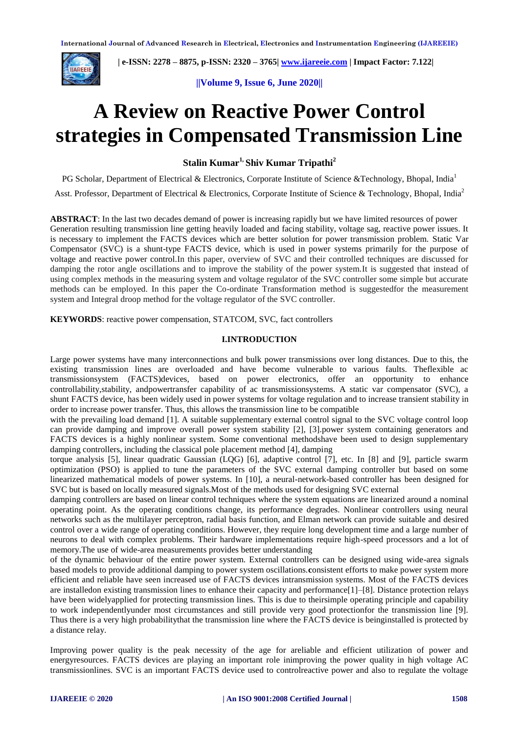# A Review on Reactive Power Control strategies in Compensated Transmission Line

**Stalin Kumar[1], Shiv Kumar Tripathi[2]**

PG Scholar, Department of Electrical & Electronics, Corporate Institute of Science &Technology, Bhopal, India[1]

Asst. Professor, Department of Electrical & Electronics, Corporate Institute of Science & Technology, Bhopal, India[2]

**ABSTRACT**: In the last two decades demand of power is increasing rapidly but we have limited resources of power Generation resulting transmission line getting heavily loaded and facing stability, voltage sag, reactive power issues. It is necessary to implement the FACTS devices which are better solution for power transmission problem. Static Var Compensator (SVC) is a shunt-type FACTS device, which is used in power systems primarily for the purpose of voltage and reactive power control.In this paper, overview of SVC and their controlled techniques are discussed for damping the rotor angle oscillations and to improve the stability of the power system.It is suggested that instead of using complex methods in the measuring system and voltage regulator of the SVC controller some simple but accurate methods can be employed. In this paper the Co-ordinate Transformation method is suggestedfor the measurement system and Integral droop method for the voltage regulator of the SVC controller.

**KEYWORDS**: reactive power compensation, STATCOM, SVC, fact controllers

## I.INTRODUCTION

Large power systems have many interconnections and bulk power transmissions over long distances. Due to this, the existing transmission lines are overloaded and have become vulnerable to various faults. Theflexible ac transmissionsystem (FACTS)devices, based on power electronics, offer an opportunity to enhance controllability,stability, andpowertransfer capability of ac transmissionsystems. A static var compensator (SVC), a shunt FACTS device, has been widely used in power systems for voltage regulation and to increase transient stability in order to increase power transfer. Thus, this allows the transmission line to be compatible with the prevailing load demand [1]. A suitable supplementary external control signal to the SVC voltage control loop can provide damping and improve overall power system stability [2], [3].power system containing generators and FACTS devices is a highly nonlinear system. Some conventional methodshave been used to design supplementary damping controllers, including the classical pole placement method [4], damping torque analysis [5], linear quadratic Gaussian (LQG) [6], adaptive control [7], etc. In [8] and [9], particle swarm optimization (PSO) is applied to tune the parameters of the SVC external damping controller but based on some linearized mathematical models of power systems. In [10], a neural-network-based controller has been designed for SVC but is based on locally measured signals.Most of the methods used for designing SVC external damping controllers are based on linear control techniques where the system equations are linearized around a nominal operating point. As the operating conditions change, its performance degrades. Nonlinear controllers using neural networks such as the multilayer perceptron, radial basis function, and Elman network can provide suitable and desired control over a wide range of operating conditions. However, they require long development time and a large number of neurons to deal with complex problems. Their hardware implementations require high-speed processors and a lot of memory.The use of wide-area measurements provides better understanding of the dynamic behaviour of the entire power system. External controllers can be designed using wide-area signals based models to provide additional damping to power system oscillations.**c**onsistent efforts to make power system more efficient and reliable have seen increased use of FACTS devices intransmission systems. Most of the FACTS devices are installedon existing transmission lines to enhance their capacity and performance[1]–[8]. Distance protection relays have been widelyapplied for protecting transmission lines. This is due to theirsimple operating principle and capability to work independentlyunder most circumstances and still provide very good protectionfor the transmission line [9]. Thus there is a very high probabilitythat the transmission line where the FACTS device is beinginstalled is protected by a distance relay.

Improving power quality is the peak necessity of the age for areliable and efficient utilization of power and energyresources. FACTS devices are playing an important role inimproving the power quality in high voltage AC transmissionlines. SVC is an important FACTS device used to controlreactive power and also to regulate the voltage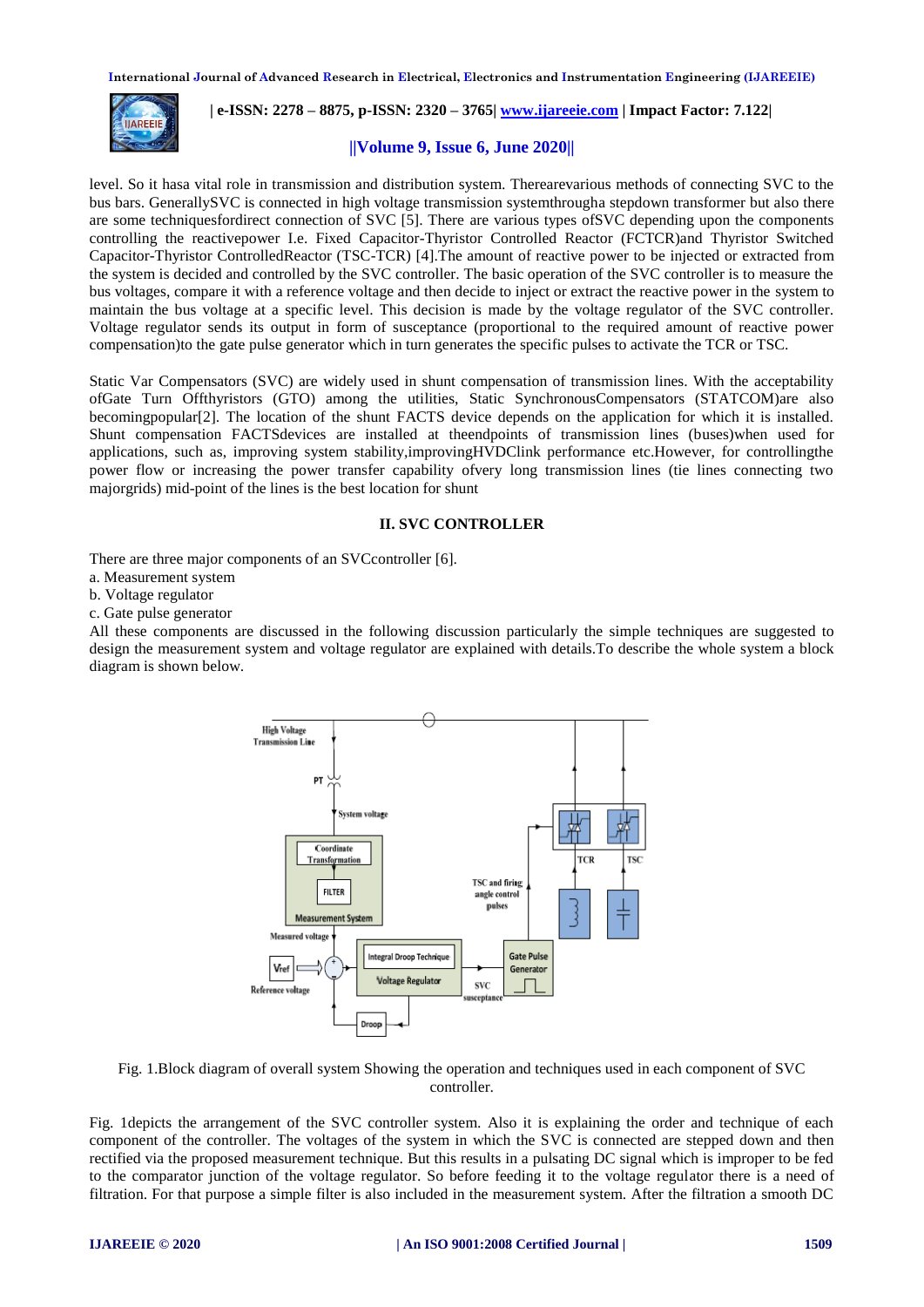level. So it hasa vital role in transmission and distribution system. Therearevarious methods of connecting SVC to the bus bars. GenerallySVC is connected in high voltage transmission systemthrougha stepdown transformer but also there are some techniquesfordirect connection of SVC [5]. There are various types ofSVC depending upon the components controlling the reactivepower I.e. Fixed Capacitor-Thyristor Controlled Reactor (FCTCR)and Thyristor Switched Capacitor-Thyristor ControlledReactor (TSC-TCR) [4].The amount of reactive power to be injected or extracted from the system is decided and controlled by the SVC controller. The basic operation of the SVC controller is to measure the bus voltages, compare it with a reference voltage and then decide to inject or extract the reactive power in the system to maintain the bus voltage at a specific level. This decision is made by the voltage regulator of the SVC controller. Voltage regulator sends its output in form of susceptance (proportional to the required amount of reactive power compensation)to the gate pulse generator which in turn generates the specific pulses to activate the TCR or TSC.

Static Var Compensators (SVC) are widely used in shunt compensation of transmission lines. With the acceptability ofGate Turn Offthyristors (GTO) among the utilities, Static SynchronousCompensators (STATCOM)are also becomingpopular[2]. The location of the shunt FACTS device depends on the application for which it is installed. Shunt compensation FACTSdevices are installed at theendpoints of transmission lines (buses)when used for applications, such as, improving system stability,improvingHVDClink performance etc.However, for controllingthe power flow or increasing the power transfer capability ofvery long transmission lines (tie lines connecting two majorgrids) mid-point of the lines is the best location for shunt

## II. SVC CONTROLLER

There are three major components of an SVCcontroller [6].

a. Measurement system
b. Voltage regulator
c. Gate pulse generator

All these components are discussed in the following discussion particularly the simple techniques are suggested to design the measurement system and voltage regulator are explained with details.To describe the whole system a block diagram is shown below.

Fig. 1.Block diagram of overall system Showing the operation and techniques used in each component of SVC controller.

Fig. 1depicts the arrangement of the SVC controller system. Also it is explaining the order and technique of each component of the controller. The voltages of the system in which the SVC is connected are stepped down and then rectified via the proposed measurement technique. But this results in a pulsating DC signal which is improper to be fed to the comparator junction of the voltage regulator. So before feeding it to the voltage regulator there is a need of filtration. For that purpose a simple filter is also included in the measurement system. After the filtration a smooth DC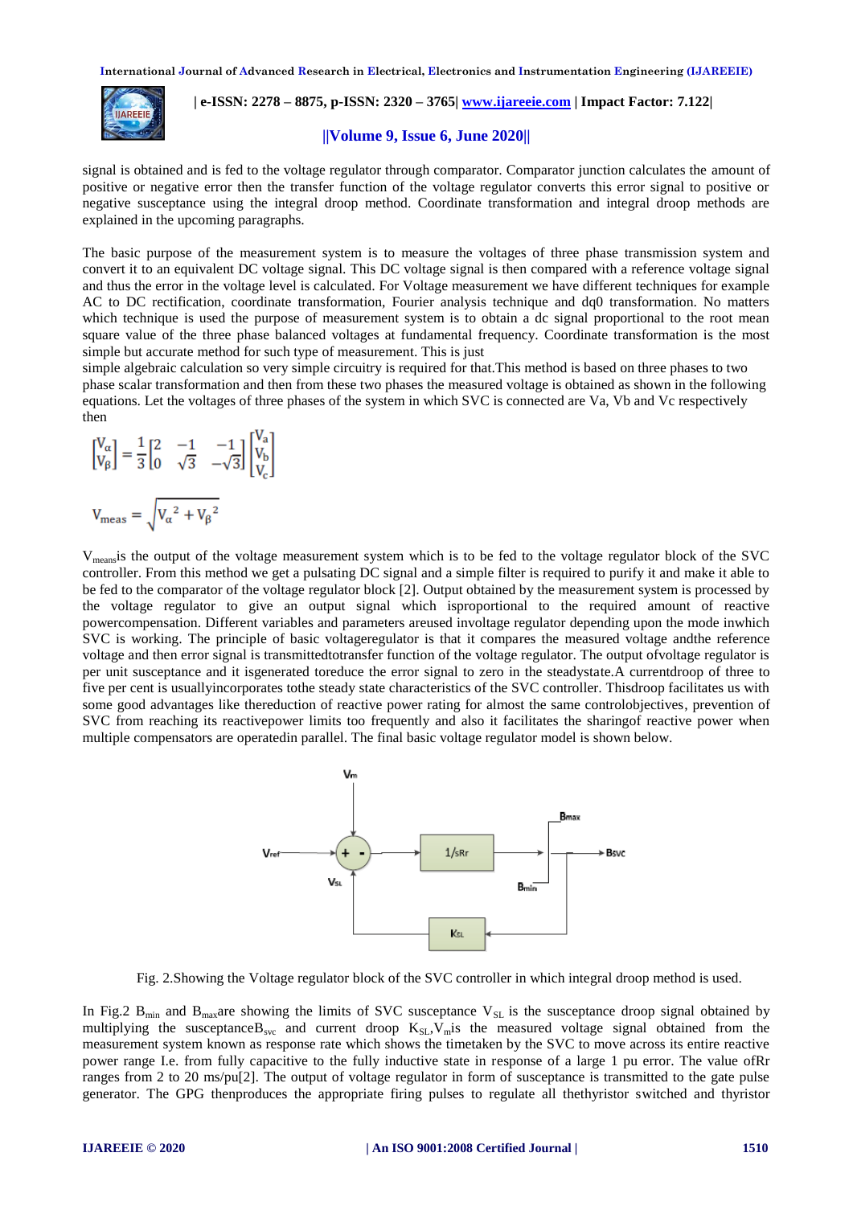signal is obtained and is fed to the voltage regulator through comparator. Comparator junction calculates the amount of positive or negative error then the transfer function of the voltage regulator converts this error signal to positive or negative susceptance using the integral droop method. Coordinate transformation and integral droop methods are explained in the upcoming paragraphs.

The basic purpose of the measurement system is to measure the voltages of three phase transmission system and convert it to an equivalent DC voltage signal. This DC voltage signal is then compared with a reference voltage signal and thus the error in the voltage level is calculated. For Voltage measurement we have different techniques for example AC to DC rectification, coordinate transformation, Fourier analysis technique and dq0 transformation. No matters which technique is used the purpose of measurement system is to obtain a dc signal proportional to the root mean square value of the three phase balanced voltages at fundamental frequency. Coordinate transformation is the most simple but accurate method for such type of measurement. This is just
simple algebraic calculation so very simple circuitry is required for that.This method is based on three phases to two phase scalar transformation and then from these two phases the measured voltage is obtained as shown in the following equations. Let the voltages of three phases of the system in which SVC is connected are Va, Vb and Vc respectively then

$$\begin{bmatrix} V_\alpha \\ V_\beta \end{bmatrix} = \frac{1}{3}\begin{bmatrix} 2 & -1 & -1 \\ 0 & \sqrt{3} & -\sqrt{3} \end{bmatrix}\begin{bmatrix} V_a \\ V_b \\ V_c \end{bmatrix}$$

$$V_{meas} = \sqrt{{V_\alpha}^2 + {V_\beta}^2}$$

$V_{means}$is the output of the voltage measurement system which is to be fed to the voltage regulator block of the SVC controller. From this method we get a pulsating DC signal and a simple filter is required to purify it and make it able to be fed to the comparator of the voltage regulator block [2]. Output obtained by the measurement system is processed by the voltage regulator to give an output signal which isproportional to the required amount of reactive powercompensation. Different variables and parameters areused involtage regulator depending upon the mode inwhich SVC is working. The principle of basic voltageregulator is that it compares the measured voltage andthe reference voltage and then error signal is transmittedtotransfer function of the voltage regulator. The output ofvoltage regulator is per unit susceptance and it isgenerated toreduce the error signal to zero in the steadystate.A currentdroop of three to five per cent is usuallyincorporates tothe steady state characteristics of the SVC controller. Thisdroop facilitates us with some good advantages like thereduction of reactive power rating for almost the same controlobjectives, prevention of SVC from reaching its reactivepower limits too frequently and also it facilitates the sharingof reactive power when multiple compensators are operatedin parallel. The final basic voltage regulator model is shown below.

Fig. 2.Showing the Voltage regulator block of the SVC controller in which integral droop method is used.

In Fig.2 $B_{min}$ and $B_{max}$are showing the limits of SVC susceptance $V_{SL}$ is the susceptance droop signal obtained by multiplying the susceptance$B_{svc}$ and current droop $K_{SL}$,$V_m$is the measured voltage signal obtained from the measurement system known as response rate which shows the timetaken by the SVC to move across its entire reactive power range I.e. from fully capacitive to the fully inductive state in response of a large 1 pu error. The value ofRr ranges from 2 to 20 ms/pu[2]. The output of voltage regulator in form of susceptance is transmitted to the gate pulse generator. The GPG thenproduces the appropriate firing pulses to regulate all thethyristor switched and thyristor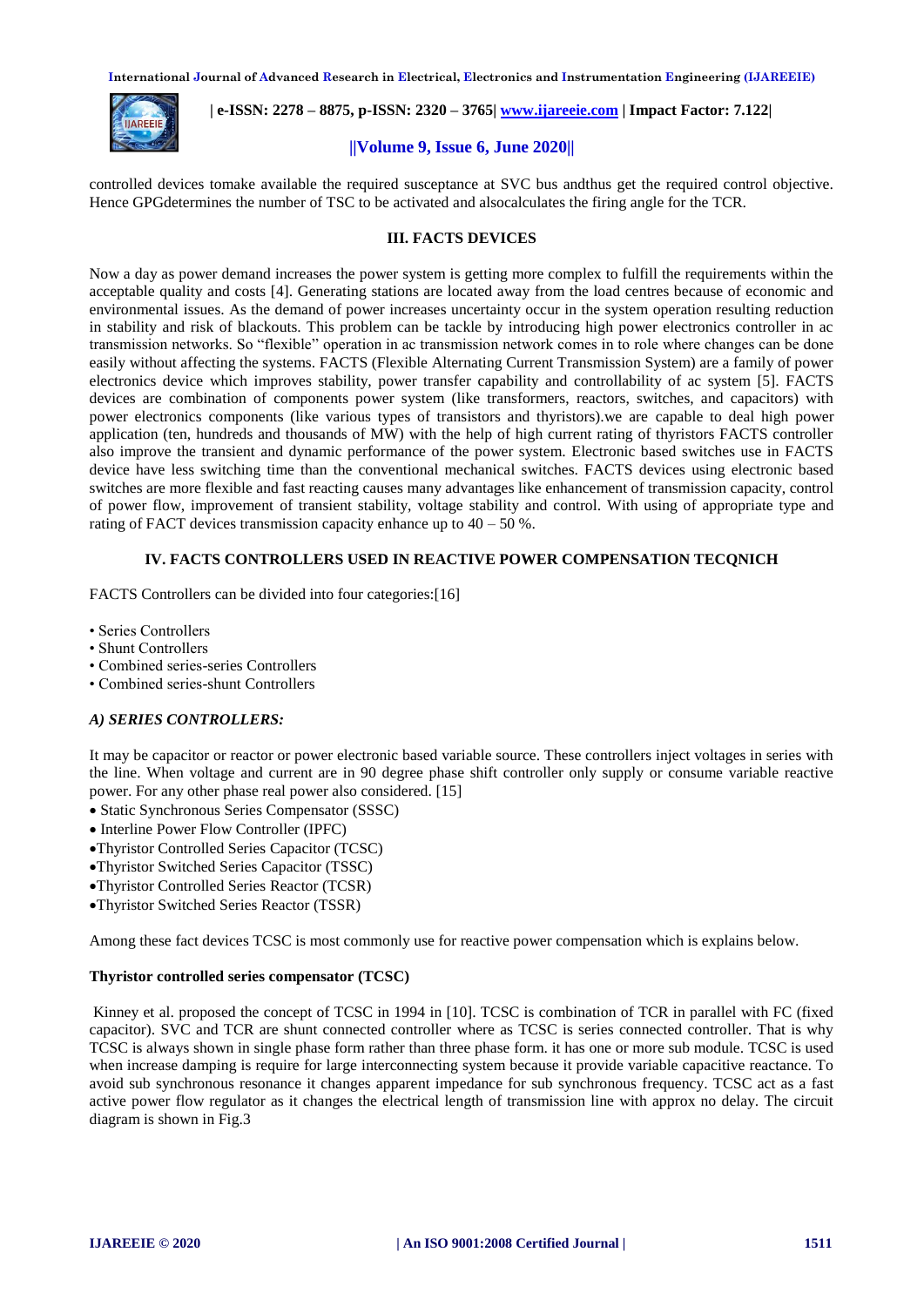controlled devices tomake available the required susceptance at SVC bus andthus get the required control objective. Hence GPGdetermines the number of TSC to be activated and alsocalculates the firing angle for the TCR.

## III. FACTS DEVICES

Now a day as power demand increases the power system is getting more complex to fulfill the requirements within the acceptable quality and costs [4]. Generating stations are located away from the load centres because of economic and environmental issues. As the demand of power increases uncertainty occur in the system operation resulting reduction in stability and risk of blackouts. This problem can be tackle by introducing high power electronics controller in ac transmission networks. So "flexible" operation in ac transmission network comes in to role where changes can be done easily without affecting the systems. FACTS (Flexible Alternating Current Transmission System) are a family of power electronics device which improves stability, power transfer capability and controllability of ac system [5]. FACTS devices are combination of components power system (like transformers, reactors, switches, and capacitors) with power electronics components (like various types of transistors and thyristors).we are capable to deal high power application (ten, hundreds and thousands of MW) with the help of high current rating of thyristors FACTS controller also improve the transient and dynamic performance of the power system. Electronic based switches use in FACTS device have less switching time than the conventional mechanical switches. FACTS devices using electronic based switches are more flexible and fast reacting causes many advantages like enhancement of transmission capacity, control of power flow, improvement of transient stability, voltage stability and control. With using of appropriate type and rating of FACT devices transmission capacity enhance up to 40 – 50 %.

## IV. FACTS CONTROLLERS USED IN REACTIVE POWER COMPENSATION TECQNICH

FACTS Controllers can be divided into four categories:[16]

- Series Controllers
- Shunt Controllers
- Combined series-series Controllers
- Combined series-shunt Controllers

### *A) SERIES CONTROLLERS:*

It may be capacitor or reactor or power electronic based variable source. These controllers inject voltages in series with the line. When voltage and current are in 90 degree phase shift controller only supply or consume variable reactive power. For any other phase real power also considered. [15]

- Static Synchronous Series Compensator (SSSC)
- Interline Power Flow Controller (IPFC)
- Thyristor Controlled Series Capacitor (TCSC)
- Thyristor Switched Series Capacitor (TSSC)
- Thyristor Controlled Series Reactor (TCSR)
- Thyristor Switched Series Reactor (TSSR)

Among these fact devices TCSC is most commonly use for reactive power compensation which is explains below.

**Thyristor controlled series compensator (TCSC)**

Kinney et al. proposed the concept of TCSC in 1994 in [10]. TCSC is combination of TCR in parallel with FC (fixed capacitor). SVC and TCR are shunt connected controller where as TCSC is series connected controller. That is why TCSC is always shown in single phase form rather than three phase form. it has one or more sub module. TCSC is used when increase damping is require for large interconnecting system because it provide variable capacitive reactance. To avoid sub synchronous resonance it changes apparent impedance for sub synchronous frequency. TCSC act as a fast active power flow regulator as it changes the electrical length of transmission line with approx no delay. The circuit diagram is shown in Fig.3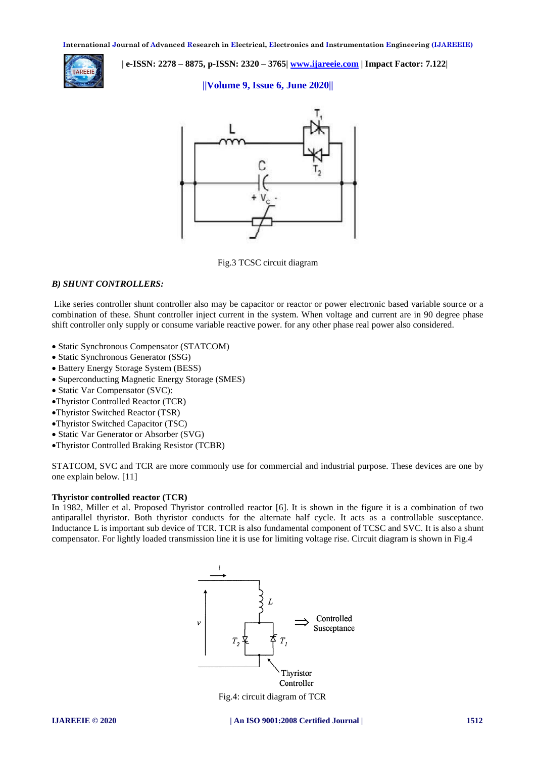Fig.3 TCSC circuit diagram

***B) SHUNT CONTROLLERS:***

Like series controller shunt controller also may be capacitor or reactor or power electronic based variable source or a combination of these. Shunt controller inject current in the system. When voltage and current are in 90 degree phase shift controller only supply or consume variable reactive power. for any other phase real power also considered.

- Static Synchronous Compensator (STATCOM)
- Static Synchronous Generator (SSG)
- Battery Energy Storage System (BESS)
- Superconducting Magnetic Energy Storage (SMES)
- Static Var Compensator (SVC):
- Thyristor Controlled Reactor (TCR)
- Thyristor Switched Reactor (TSR)
- Thyristor Switched Capacitor (TSC)
- Static Var Generator or Absorber (SVG)
- Thyristor Controlled Braking Resistor (TCBR)

STATCOM, SVC and TCR are more commonly use for commercial and industrial purpose. These devices are one by one explain below. [11]

**Thyristor controlled reactor (TCR)**

In 1982, Miller et al. Proposed Thyristor controlled reactor [6]. It is shown in the figure it is a combination of two antiparallel thyristor. Both thyristor conducts for the alternate half cycle. It acts as a controllable susceptance. Inductance L is important sub device of TCR. TCR is also fundamental component of TCSC and SVC. It is also a shunt compensator. For lightly loaded transmission line it is use for limiting voltage rise. Circuit diagram is shown in Fig.4

Fig.4: circuit diagram of TCR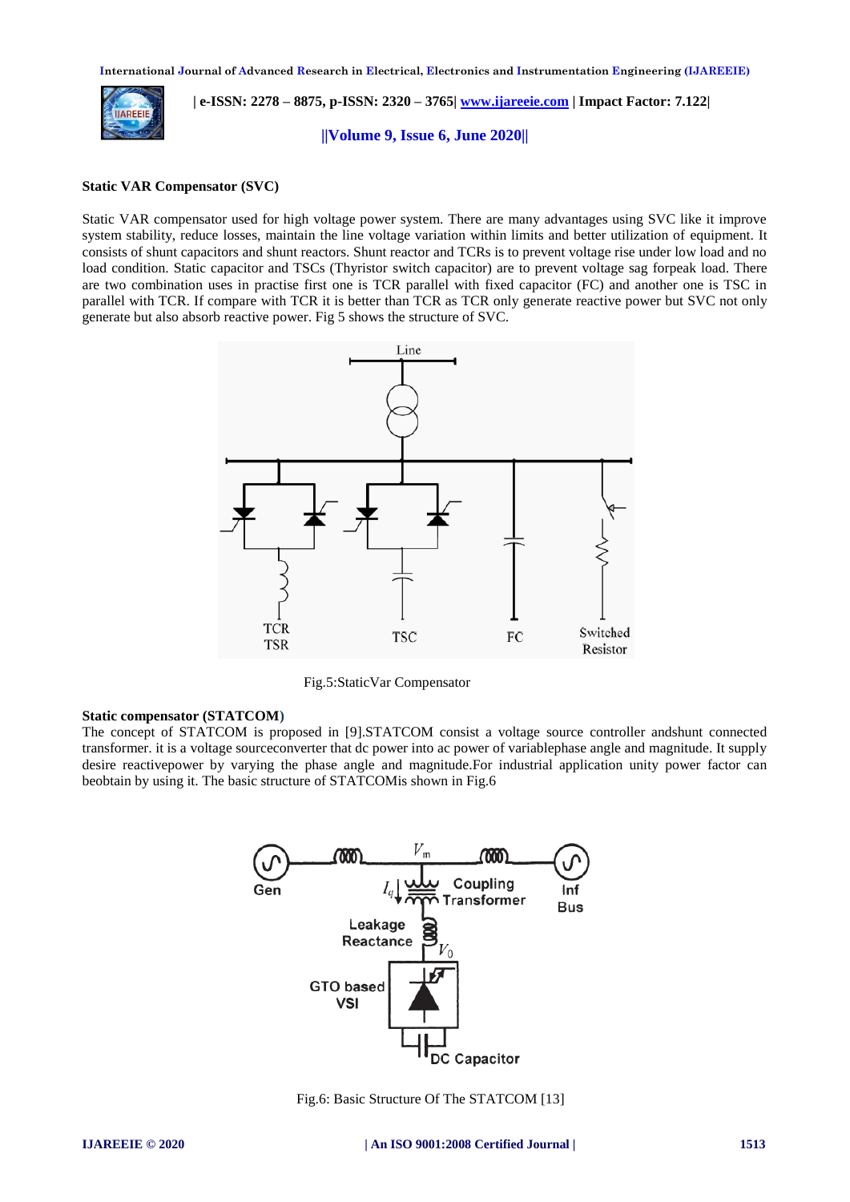**Static VAR Compensator (SVC)**

Static VAR compensator used for high voltage power system. There are many advantages using SVC like it improve system stability, reduce losses, maintain the line voltage variation within limits and better utilization of equipment. It consists of shunt capacitors and shunt reactors. Shunt reactor and TCRs is to prevent voltage rise under low load and no load condition. Static capacitor and TSCs (Thyristor switch capacitor) are to prevent voltage sag forpeak load. There are two combination uses in practise first one is TCR parallel with fixed capacitor (FC) and another one is TSC in parallel with TCR. If compare with TCR it is better than TCR as TCR only generate reactive power but SVC not only generate but also absorb reactive power. Fig 5 shows the structure of SVC.

Fig.5:StaticVar Compensator

**Static compensator (STATCOM)**

The concept of STATCOM is proposed in [9].STATCOM consist a voltage source controller andshunt connected transformer. it is a voltage sourceconverter that dc power into ac power of variablephase angle and magnitude. It supply desire reactivepower by varying the phase angle and magnitude.For industrial application unity power factor can beobtain by using it. The basic structure of STATCOMis shown in Fig.6

Fig.6: Basic Structure Of The STATCOM [13]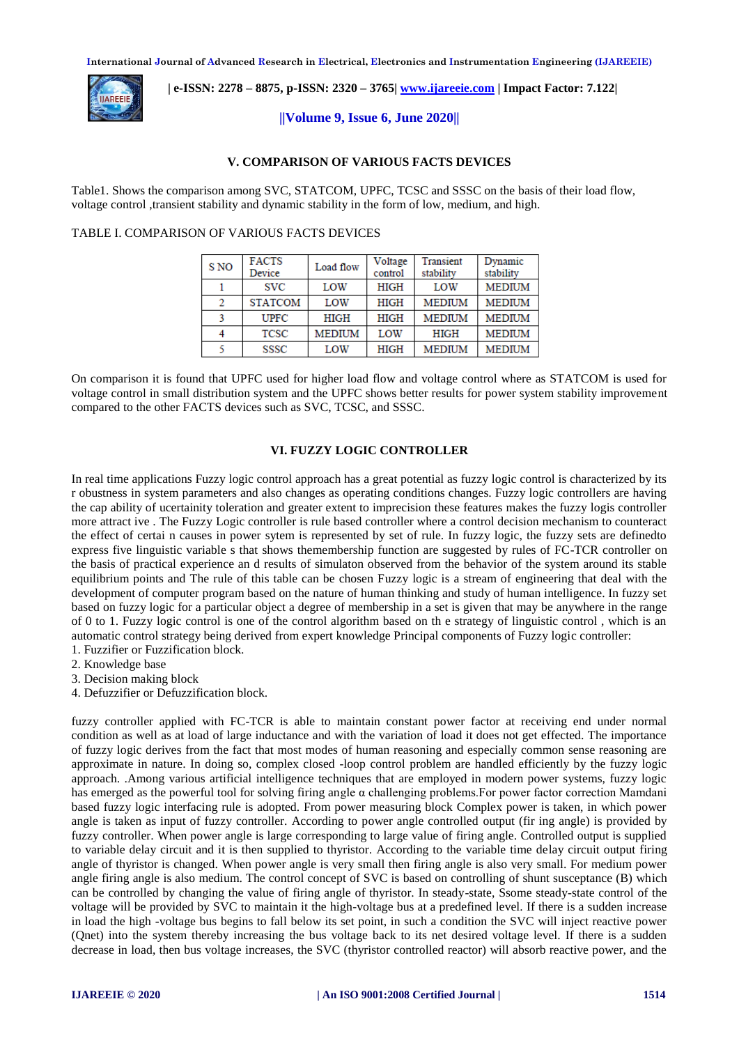## V. COMPARISON OF VARIOUS FACTS DEVICES

Table1. Shows the comparison among SVC, STATCOM, UPFC, TCSC and SSSC on the basis of their load flow, voltage control ,transient stability and dynamic stability in the form of low, medium, and high.

TABLE I. COMPARISON OF VARIOUS FACTS DEVICES

| S NO | FACTS Device | Load flow | Voltage control | Transient stability | Dynamic stability |
|---|---|---|---|---|---|
| 1 | SVC | LOW | HIGH | LOW | MEDIUM |
| 2 | STATCOM | LOW | HIGH | MEDIUM | MEDIUM |
| 3 | UPFC | HIGH | HIGH | MEDIUM | MEDIUM |
| 4 | TCSC | MEDIUM | LOW | HIGH | MEDIUM |
| 5 | SSSC | LOW | HIGH | MEDIUM | MEDIUM |

On comparison it is found that UPFC used for higher load flow and voltage control where as STATCOM is used for voltage control in small distribution system and the UPFC shows better results for power system stability improvement compared to the other FACTS devices such as SVC, TCSC, and SSSC.

## VI. FUZZY LOGIC CONTROLLER

In real time applications Fuzzy logic control approach has a great potential as fuzzy logic control is characterized by its r obustness in system parameters and also changes as operating conditions changes. Fuzzy logic controllers are having the cap ability of ucertainity toleration and greater extent to imprecision these features makes the fuzzy logis controller more attract ive . The Fuzzy Logic controller is rule based controller where a control decision mechanism to counteract the effect of certai n causes in power sytem is represented by set of rule. In fuzzy logic, the fuzzy sets are definedto express five linguistic variable s that shows themembership function are suggested by rules of FC-TCR controller on the basis of practical experience an d results of simulaton observed from the behavior of the system around its stable equilibrium points and The rule of this table can be chosen Fuzzy logic is a stream of engineering that deal with the development of computer program based on the nature of human thinking and study of human intelligence. In fuzzy set based on fuzzy logic for a particular object a degree of membership in a set is given that may be anywhere in the range of 0 to 1. Fuzzy logic control is one of the control algorithm based on th e strategy of linguistic control , which is an automatic control strategy being derived from expert knowledge Principal components of Fuzzy logic controller:

1. Fuzzifier or Fuzzification block.
2. Knowledge base
3. Decision making block
4. Defuzzifier or Defuzzification block.

fuzzy controller applied with FC-TCR is able to maintain constant power factor at receiving end under normal condition as well as at load of large inductance and with the variation of load it does not get effected. The importance of fuzzy logic derives from the fact that most modes of human reasoning and especially common sense reasoning are approximate in nature. In doing so, complex closed -loop control problem are handled efficiently by the fuzzy logic approach. .Among various artificial intelligence techniques that are employed in modern power systems, fuzzy logic has emerged as the powerful tool for solving firing angle α challenging problems.For power factor correction Mamdani based fuzzy logic interfacing rule is adopted. From power measuring block Complex power is taken, in which power angle is taken as input of fuzzy controller. According to power angle controlled output (fir ing angle) is provided by fuzzy controller. When power angle is large corresponding to large value of firing angle. Controlled output is supplied to variable delay circuit and it is then supplied to thyristor. According to the variable time delay circuit output firing angle of thyristor is changed. When power angle is very small then firing angle is also very small. For medium power angle firing angle is also medium. The control concept of SVC is based on controlling of shunt susceptance (B) which can be controlled by changing the value of firing angle of thyristor. In steady-state, Ssome steady-state control of the voltage will be provided by SVC to maintain it the high-voltage bus at a predefined level. If there is a sudden increase in load the high -voltage bus begins to fall below its set point, in such a condition the SVC will inject reactive power (Qnet) into the system thereby increasing the bus voltage back to its net desired voltage level. If there is a sudden decrease in load, then bus voltage increases, the SVC (thyristor controlled reactor) will absorb reactive power, and the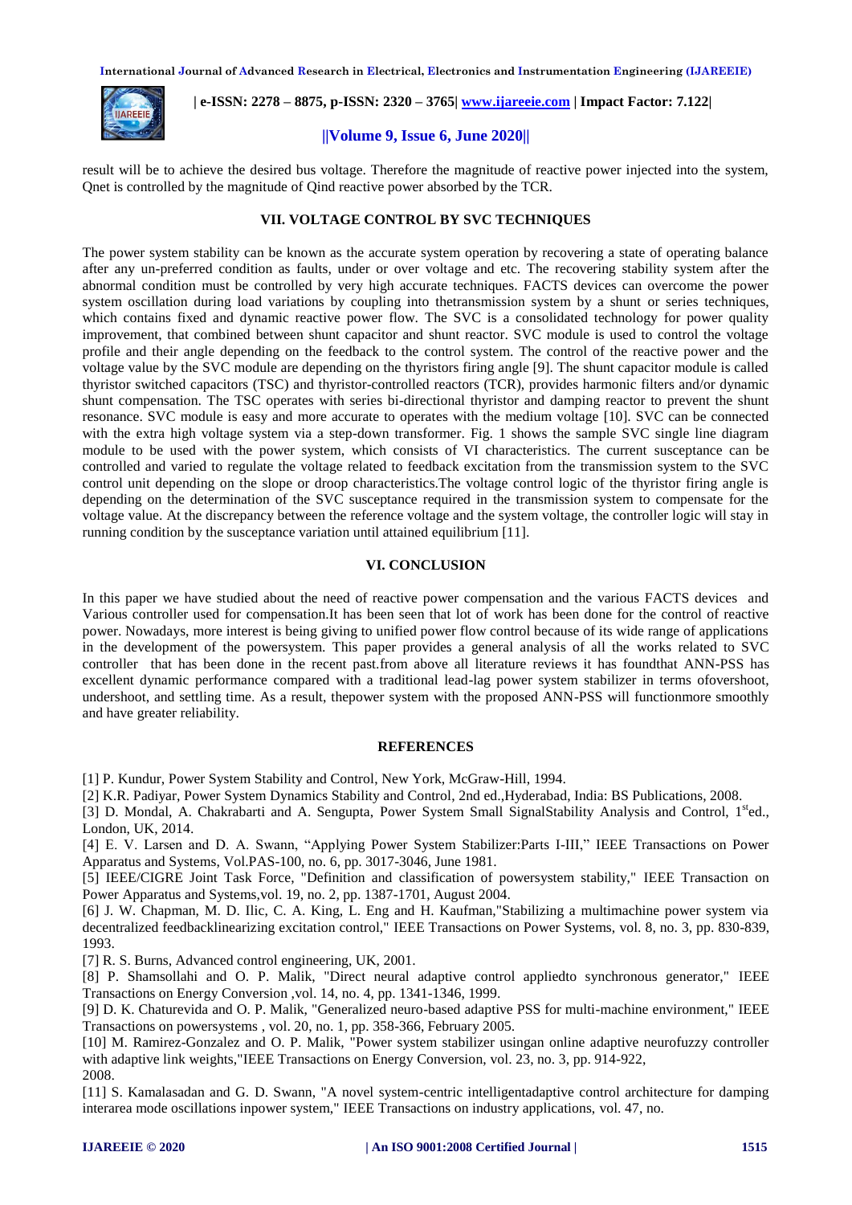result will be to achieve the desired bus voltage. Therefore the magnitude of reactive power injected into the system, Qnet is controlled by the magnitude of Qind reactive power absorbed by the TCR.

## VII. VOLTAGE CONTROL BY SVC TECHNIQUES

The power system stability can be known as the accurate system operation by recovering a state of operating balance after any un-preferred condition as faults, under or over voltage and etc. The recovering stability system after the abnormal condition must be controlled by very high accurate techniques. FACTS devices can overcome the power system oscillation during load variations by coupling into thetransmission system by a shunt or series techniques, which contains fixed and dynamic reactive power flow. The SVC is a consolidated technology for power quality improvement, that combined between shunt capacitor and shunt reactor. SVC module is used to control the voltage profile and their angle depending on the feedback to the control system. The control of the reactive power and the voltage value by the SVC module are depending on the thyristors firing angle [9]. The shunt capacitor module is called thyristor switched capacitors (TSC) and thyristor-controlled reactors (TCR), provides harmonic filters and/or dynamic shunt compensation. The TSC operates with series bi-directional thyristor and damping reactor to prevent the shunt resonance. SVC module is easy and more accurate to operates with the medium voltage [10]. SVC can be connected with the extra high voltage system via a step-down transformer. Fig. 1 shows the sample SVC single line diagram module to be used with the power system, which consists of VI characteristics. The current susceptance can be controlled and varied to regulate the voltage related to feedback excitation from the transmission system to the SVC control unit depending on the slope or droop characteristics.The voltage control logic of the thyristor firing angle is depending on the determination of the SVC susceptance required in the transmission system to compensate for the voltage value. At the discrepancy between the reference voltage and the system voltage, the controller logic will stay in running condition by the susceptance variation until attained equilibrium [11].

## VI. CONCLUSION

In this paper we have studied about the need of reactive power compensation and the various FACTS devices and Various controller used for compensation.It has been seen that lot of work has been done for the control of reactive power. Nowadays, more interest is being giving to unified power flow control because of its wide range of applications in the development of the powersystem. This paper provides a general analysis of all the works related to SVC controller that has been done in the recent past.from above all literature reviews it has foundthat ANN-PSS has excellent dynamic performance compared with a traditional lead-lag power system stabilizer in terms ofovershoot, undershoot, and settling time. As a result, thepower system with the proposed ANN-PSS will functionmore smoothly and have greater reliability.

## REFERENCES

[1] P. Kundur, Power System Stability and Control, New York, McGraw-Hill, 1994.

[2] K.R. Padiyar, Power System Dynamics Stability and Control, 2nd ed.,Hyderabad, India: BS Publications, 2008.

[3] D. Mondal, A. Chakrabarti and A. Sengupta, Power System Small SignalStability Analysis and Control, 1st ed., London, UK, 2014.

[4] E. V. Larsen and D. A. Swann, "Applying Power System Stabilizer:Parts I-III," IEEE Transactions on Power Apparatus and Systems, Vol.PAS-100, no. 6, pp. 3017-3046, June 1981.

[5] IEEE/CIGRE Joint Task Force, "Definition and classification of powersystem stability," IEEE Transaction on Power Apparatus and Systems,vol. 19, no. 2, pp. 1387-1701, August 2004.

[6] J. W. Chapman, M. D. Ilic, C. A. King, L. Eng and H. Kaufman,"Stabilizing a multimachine power system via decentralized feedbacklinearizing excitation control," IEEE Transactions on Power Systems, vol. 8, no. 3, pp. 830-839, 1993.

[7] R. S. Burns, Advanced control engineering, UK, 2001.

[8] P. Shamsollahi and O. P. Malik, "Direct neural adaptive control appliedto synchronous generator," IEEE Transactions on Energy Conversion ,vol. 14, no. 4, pp. 1341-1346, 1999.

[9] D. K. Chaturevida and O. P. Malik, "Generalized neuro-based adaptive PSS for multi-machine environment," IEEE Transactions on powersystems , vol. 20, no. 1, pp. 358-366, February 2005.

[10] M. Ramirez-Gonzalez and O. P. Malik, "Power system stabilizer usingan online adaptive neurofuzzy controller with adaptive link weights,"IEEE Transactions on Energy Conversion, vol. 23, no. 3, pp. 914-922, 2008.

[11] S. Kamalasadan and G. D. Swann, "A novel system-centric intelligentadaptive control architecture for damping interarea mode oscillations inpower system," IEEE Transactions on industry applications, vol. 47, no.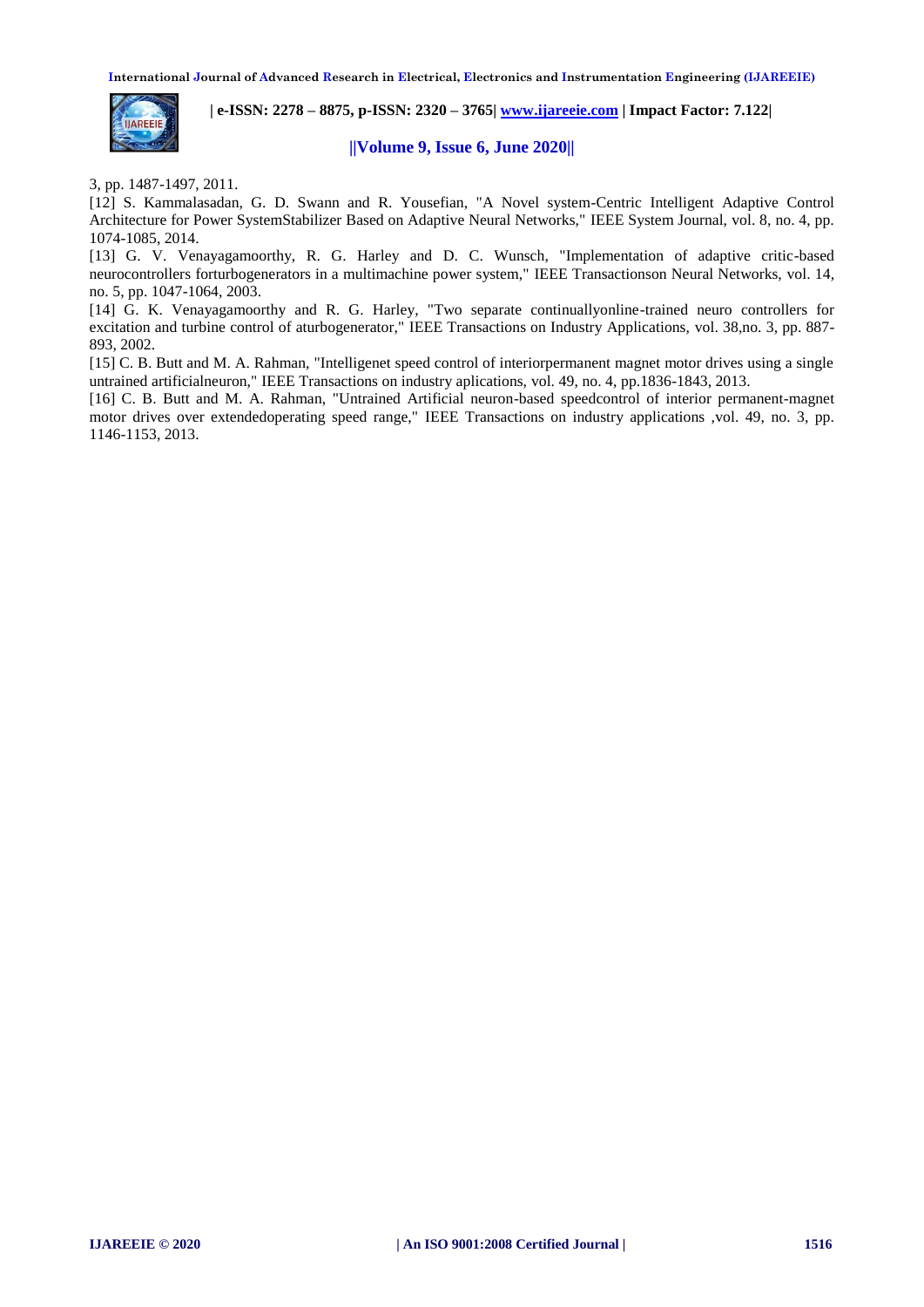3, pp. 1487-1497, 2011.

[12] S. Kammalasadan, G. D. Swann and R. Yousefian, "A Novel system-Centric Intelligent Adaptive Control Architecture for Power SystemStabilizer Based on Adaptive Neural Networks," IEEE System Journal, vol. 8, no. 4, pp. 1074-1085, 2014.

[13] G. V. Venayagamoorthy, R. G. Harley and D. C. Wunsch, "Implementation of adaptive critic-based neurocontrollers forturbogenerators in a multimachine power system," IEEE Transactionson Neural Networks, vol. 14, no. 5, pp. 1047-1064, 2003.

[14] G. K. Venayagamoorthy and R. G. Harley, "Two separate continuallyonline-trained neuro controllers for excitation and turbine control of aturbogenerator," IEEE Transactions on Industry Applications, vol. 38,no. 3, pp. 887-893, 2002.

[15] C. B. Butt and M. A. Rahman, "Intelligenet speed control of interiorpermanent magnet motor drives using a single untrained artificialneuron," IEEE Transactions on industry aplications, vol. 49, no. 4, pp.1836-1843, 2013.

[16] C. B. Butt and M. A. Rahman, "Untrained Artificial neuron-based speedcontrol of interior permanent-magnet motor drives over extendedoperating speed range," IEEE Transactions on industry applications ,vol. 49, no. 3, pp. 1146-1153, 2013.